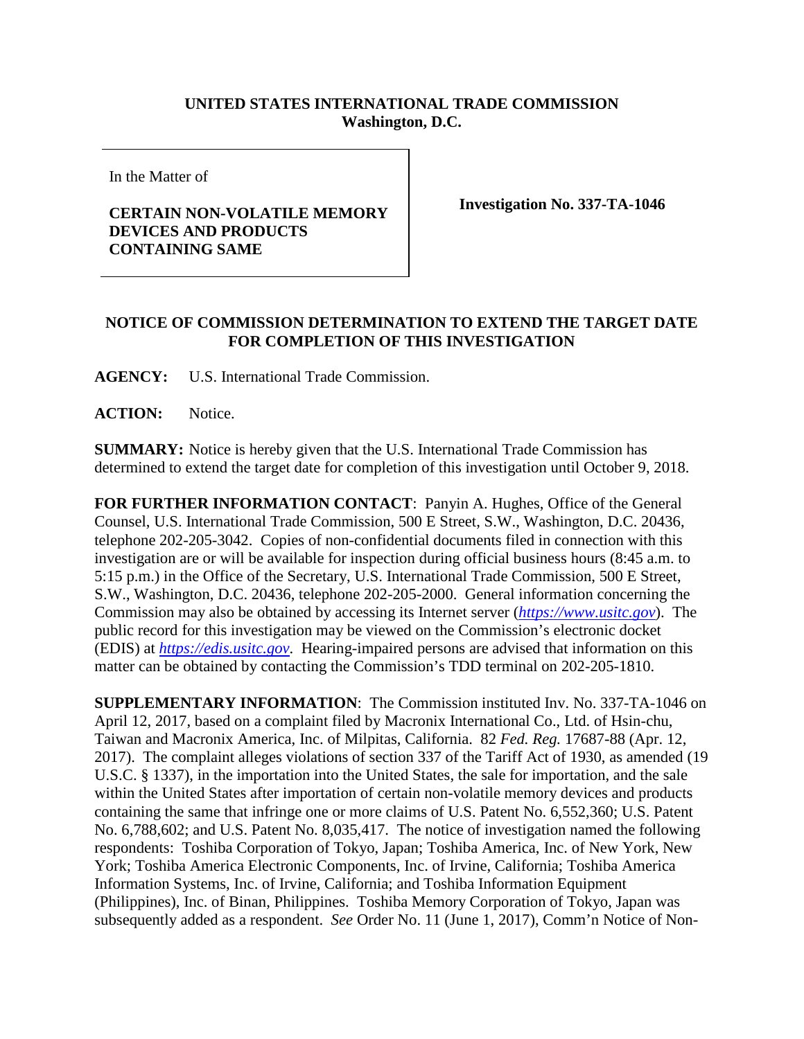**UNITED STATES INTERNATIONAL TRADE COMMISSION**
**Washington, D.C.**

In the Matter of

**CERTAIN NON-VOLATILE MEMORY DEVICES AND PRODUCTS CONTAINING SAME**

**Investigation No. 337-TA-1046**

## NOTICE OF COMMISSION DETERMINATION TO EXTEND THE TARGET DATE FOR COMPLETION OF THIS INVESTIGATION

**AGENCY:** U.S. International Trade Commission.

**ACTION:** Notice.

**SUMMARY:** Notice is hereby given that the U.S. International Trade Commission has determined to extend the target date for completion of this investigation until October 9, 2018.

**FOR FURTHER INFORMATION CONTACT**: Panyin A. Hughes, Office of the General Counsel, U.S. International Trade Commission, 500 E Street, S.W., Washington, D.C. 20436, telephone 202-205-3042. Copies of non-confidential documents filed in connection with this investigation are or will be available for inspection during official business hours (8:45 a.m. to 5:15 p.m.) in the Office of the Secretary, U.S. International Trade Commission, 500 E Street, S.W., Washington, D.C. 20436, telephone 202-205-2000. General information concerning the Commission may also be obtained by accessing its Internet server (*https://www.usitc.gov*). The public record for this investigation may be viewed on the Commission's electronic docket (EDIS) at *https://edis.usitc.gov*. Hearing-impaired persons are advised that information on this matter can be obtained by contacting the Commission's TDD terminal on 202-205-1810.

**SUPPLEMENTARY INFORMATION**: The Commission instituted Inv. No. 337-TA-1046 on April 12, 2017, based on a complaint filed by Macronix International Co., Ltd. of Hsin-chu, Taiwan and Macronix America, Inc. of Milpitas, California. 82 *Fed. Reg.* 17687-88 (Apr. 12, 2017). The complaint alleges violations of section 337 of the Tariff Act of 1930, as amended (19 U.S.C. § 1337), in the importation into the United States, the sale for importation, and the sale within the United States after importation of certain non-volatile memory devices and products containing the same that infringe one or more claims of U.S. Patent No. 6,552,360; U.S. Patent No. 6,788,602; and U.S. Patent No. 8,035,417. The notice of investigation named the following respondents: Toshiba Corporation of Tokyo, Japan; Toshiba America, Inc. of New York, New York; Toshiba America Electronic Components, Inc. of Irvine, California; Toshiba America Information Systems, Inc. of Irvine, California; and Toshiba Information Equipment (Philippines), Inc. of Binan, Philippines. Toshiba Memory Corporation of Tokyo, Japan was subsequently added as a respondent. *See* Order No. 11 (June 1, 2017), Comm'n Notice of Non-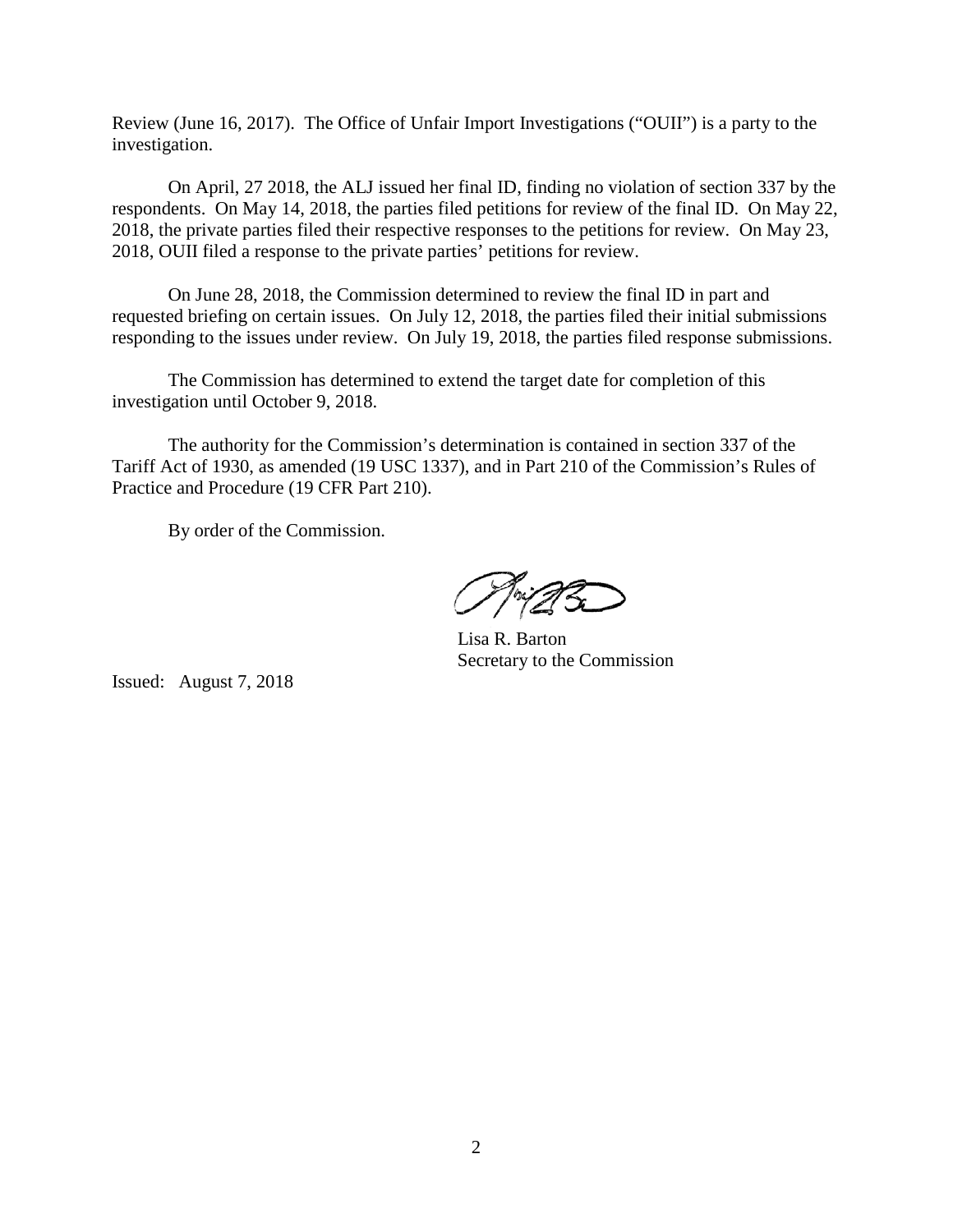Review (June 16, 2017). The Office of Unfair Import Investigations ("OUII") is a party to the investigation.

On April, 27 2018, the ALJ issued her final ID, finding no violation of section 337 by the respondents. On May 14, 2018, the parties filed petitions for review of the final ID. On May 22, 2018, the private parties filed their respective responses to the petitions for review. On May 23, 2018, OUII filed a response to the private parties' petitions for review.

On June 28, 2018, the Commission determined to review the final ID in part and requested briefing on certain issues. On July 12, 2018, the parties filed their initial submissions responding to the issues under review. On July 19, 2018, the parties filed response submissions.

The Commission has determined to extend the target date for completion of this investigation until October 9, 2018.

The authority for the Commission's determination is contained in section 337 of the Tariff Act of 1930, as amended (19 USC 1337), and in Part 210 of the Commission's Rules of Practice and Procedure (19 CFR Part 210).

By order of the Commission.

Lisa R. Barton
Secretary to the Commission

Issued: August 7, 2018